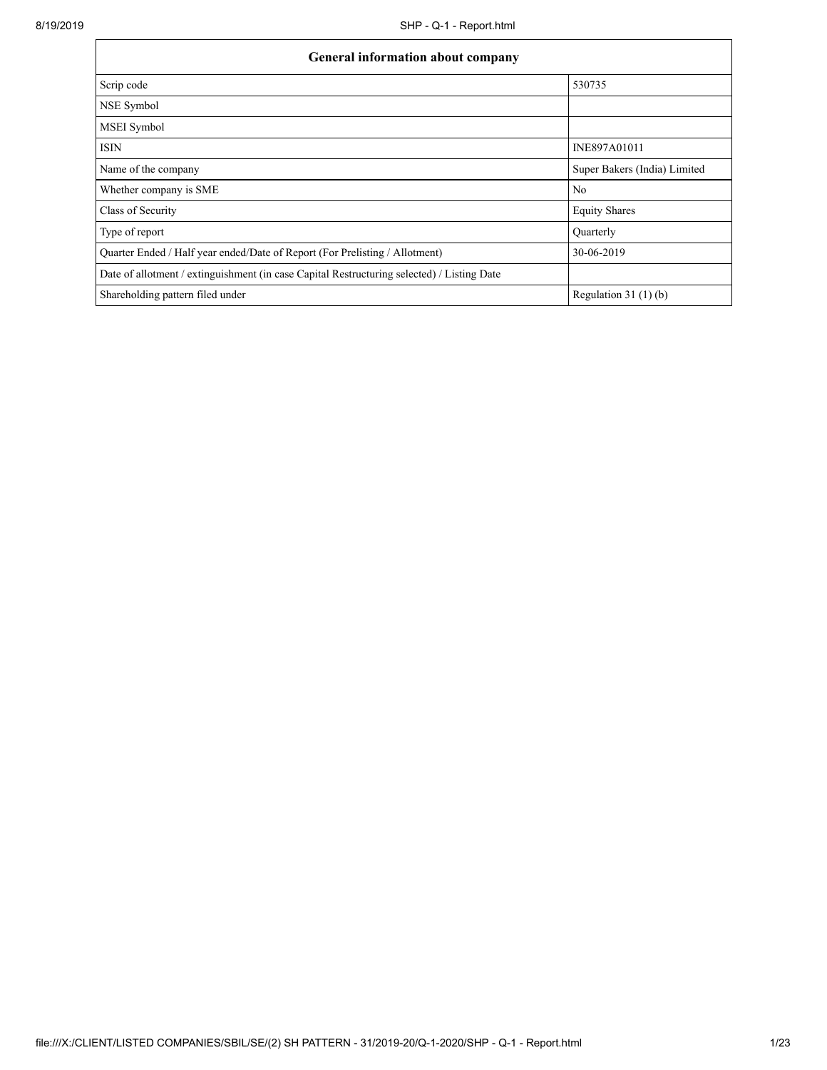| General information about company | |
|---|---|
| Scrip code | 530735 |
| NSE Symbol | |
| MSEI Symbol | |
| ISIN | INE897A01011 |
| Name of the company | Super Bakers (India) Limited |
| Whether company is SME | No |
| Class of Security | Equity Shares |
| Type of report | Quarterly |
| Quarter Ended / Half year ended/Date of Report (For Prelisting / Allotment) | 30-06-2019 |
| Date of allotment / extinguishment (in case Capital Restructuring selected) / Listing Date | |
| Shareholding pattern filed under | Regulation 31 (1) (b) |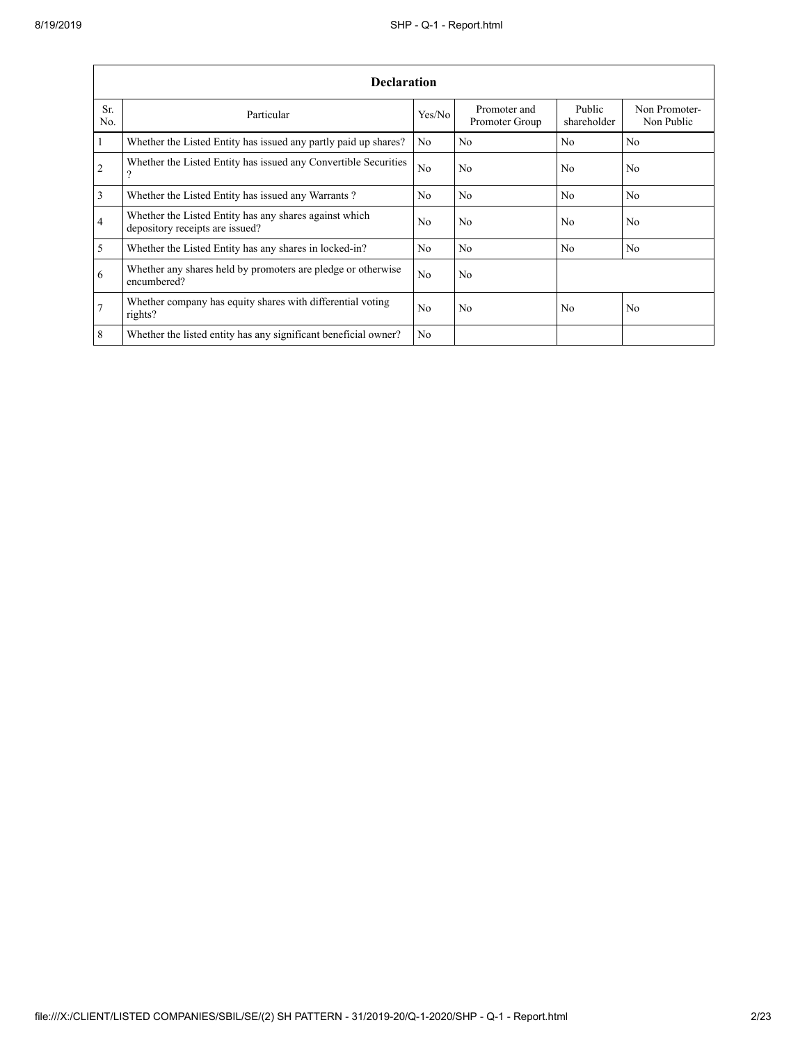| Declaration | | | | | |
|---|---|---|---|---|---|
| Sr. No. | Particular | Yes/No | Promoter and Promoter Group | Public shareholder | Non Promoter- Non Public |
| 1 | Whether the Listed Entity has issued any partly paid up shares? | No | No | No | No |
| 2 | Whether the Listed Entity has issued any Convertible Securities ? | No | No | No | No |
| 3 | Whether the Listed Entity has issued any Warrants ? | No | No | No | No |
| 4 | Whether the Listed Entity has any shares against which depository receipts are issued? | No | No | No | No |
| 5 | Whether the Listed Entity has any shares in locked-in? | No | No | No | No |
| 6 | Whether any shares held by promoters are pledge or otherwise encumbered? | No | No | | |
| 7 | Whether company has equity shares with differential voting rights? | No | No | No | No |
| 8 | Whether the listed entity has any significant beneficial owner? | No | | | |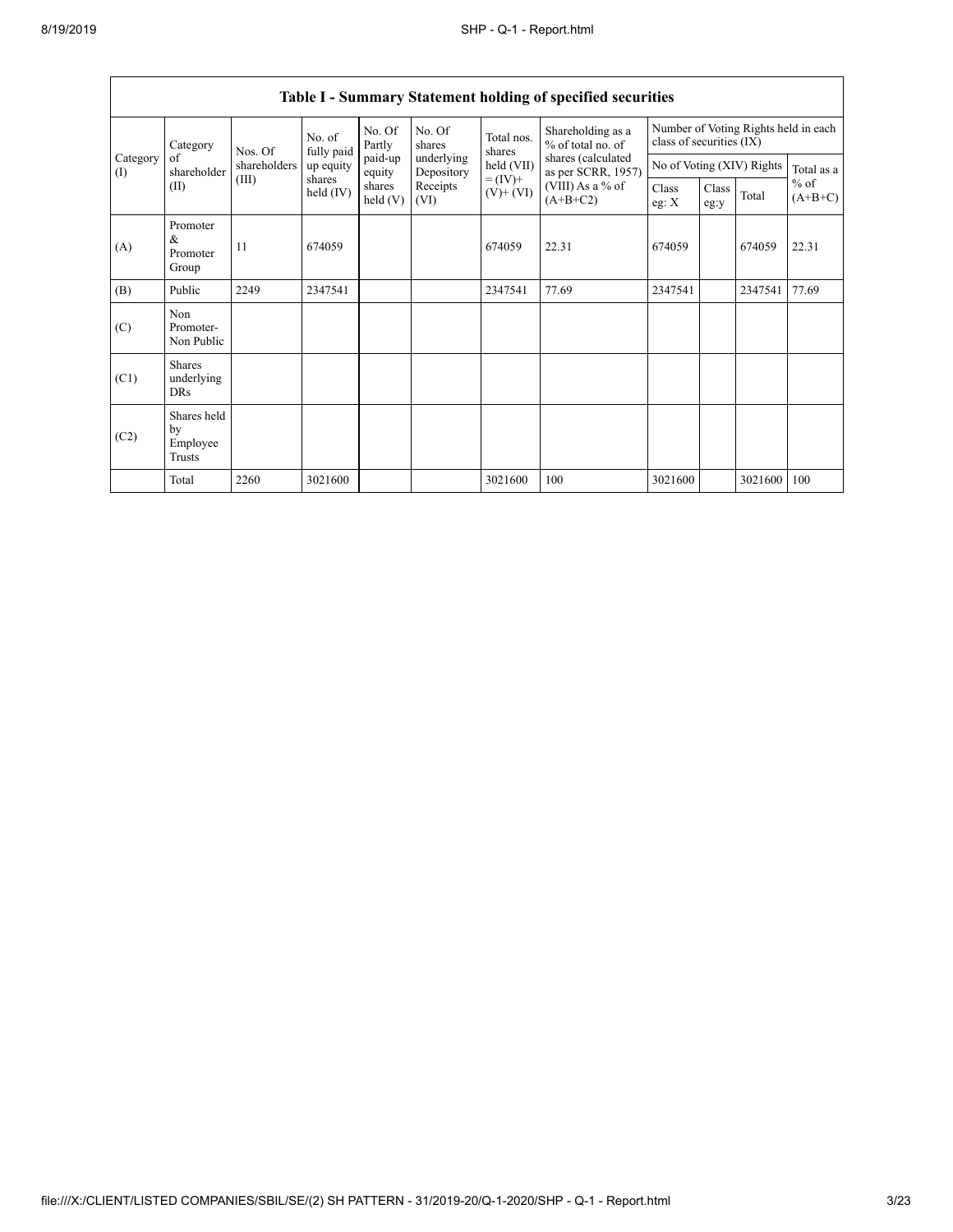**Table I - Summary Statement holding of specified securities**

| Category (I) | Category of shareholder (II) | Nos. Of shareholders (III) | No. of fully paid up equity shares held (IV) | No. Of Partly paid-up equity shares held (V) | No. Of shares underlying Depository Receipts (VI) | Total nos. shares held (VII) = (IV)+ (V)+ (VI) | Shareholding as a % of total no. of shares (calculated as per SCRR, 1957) (VIII) As a % of (A+B+C2) | Number of Voting Rights held in each class of securities (IX) | | | |
|---|---|---|---|---|---|---|---|---|---|---|---|
| | | | | | | | | No of Voting (XIV) Rights | | | Total as a % of (A+B+C) |
| | | | | | | | | Class eg: X | Class eg:y | Total | |
| (A) | Promoter & Promoter Group | 11 | 674059 | | | 674059 | 22.31 | 674059 | | 674059 | 22.31 |
| (B) | Public | 2249 | 2347541 | | | 2347541 | 77.69 | 2347541 | | 2347541 | 77.69 |
| (C) | Non Promoter- Non Public | | | | | | | | | | |
| (C1) | Shares underlying DRs | | | | | | | | | | |
| (C2) | Shares held by Employee Trusts | | | | | | | | | | |
| | Total | 2260 | 3021600 | | | 3021600 | 100 | 3021600 | | 3021600 | 100 |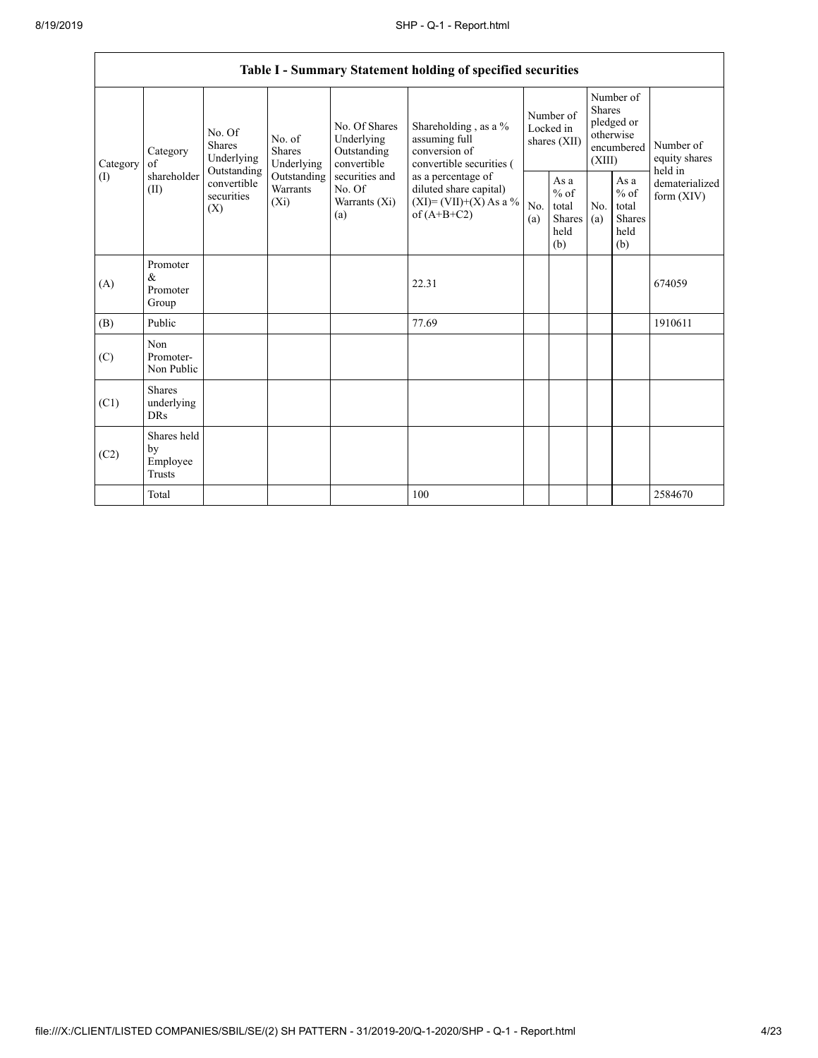| Table I - Summary Statement holding of specified securities | | | | | | | | | | | |
|---|---|---|---|---|---|---|---|---|---|---|---|
| Category (I) | Category of shareholder (II) | No. Of Shares Underlying Outstanding convertible securities (X) | No. of Shares Underlying Outstanding Warrants (Xi) | No. Of Shares Underlying Outstanding convertible securities and No. Of Warrants (Xi) (a) | Shareholding , as a % assuming full conversion of convertible securities ( as a percentage of diluted share capital) (XI)= (VII)+(X) As a % of (A+B+C2) | Number of Locked in shares (XII) | | Number of Shares pledged or otherwise encumbered (XIII) | | Number of equity shares held in dematerialized form (XIV) |
| | | | | | | No. (a) | As a % of total Shares held (b) | No. (a) | As a % of total Shares held (b) | |
| (A) | Promoter & Promoter Group | | | | 22.31 | | | | | 674059 |
| (B) | Public | | | | 77.69 | | | | | 1910611 |
| (C) | Non Promoter- Non Public | | | | | | | | | |
| (C1) | Shares underlying DRs | | | | | | | | | |
| (C2) | Shares held by Employee Trusts | | | | | | | | | |
| | Total | | | | 100 | | | | | 2584670 |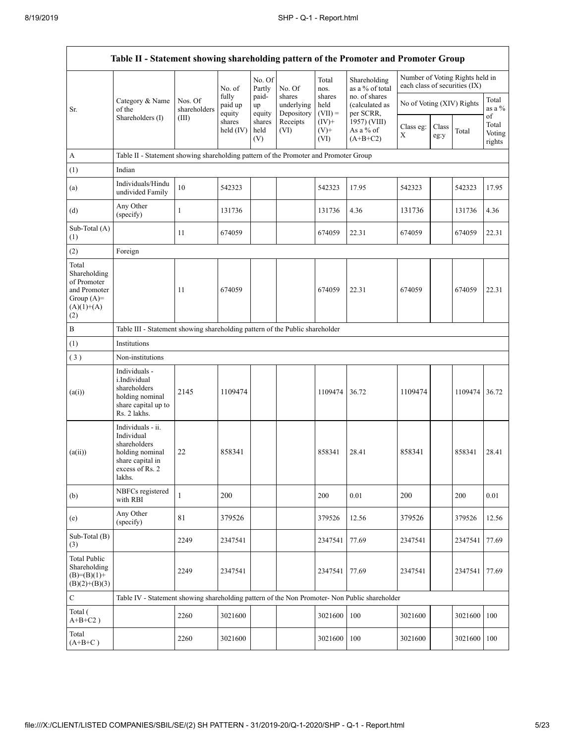| Table II - Statement showing shareholding pattern of the Promoter and Promoter Group | | | | | | | | | | | |
|---|---|---|---|---|---|---|---|---|---|---|---|
| Sr. | Category & Name of the Shareholders (I) | Nos. Of shareholders (III) | No. of fully paid up equity shares held (IV) | No. Of Partly paid-up equity shares held (V) | No. Of shares underlying Depository Receipts (VI) | Total nos. shares held (VII) = (IV)+ (V)+ (VI) | Shareholding as a % of total no. of shares (calculated as per SCRR, 1957) (VIII) As a % of (A+B+C2) | Number of Voting Rights held in each class of securities (IX) | | | |
| | | | | | | | | No of Voting (XIV) Rights | | | Total as a % of Total Voting rights |
| | | | | | | | | Class eg: X | Class eg:y | Total | |
| A | Table II - Statement showing shareholding pattern of the Promoter and Promoter Group | | | | | | | | | | |
| (1) | Indian | | | | | | | | | | |
| (a) | Individuals/Hindu undivided Family | 10 | 542323 | | | 542323 | 17.95 | 542323 | | 542323 | 17.95 |
| (d) | Any Other (specify) | 1 | 131736 | | | 131736 | 4.36 | 131736 | | 131736 | 4.36 |
| Sub-Total (A) (1) | | 11 | 674059 | | | 674059 | 22.31 | 674059 | | 674059 | 22.31 |
| (2) | Foreign | | | | | | | | | | |
| Total Shareholding of Promoter and Promoter Group (A)= (A)(1)+(A)(2) | | 11 | 674059 | | | 674059 | 22.31 | 674059 | | 674059 | 22.31 |
| B | Table III - Statement showing shareholding pattern of the Public shareholder | | | | | | | | | | |
| (1) | Institutions | | | | | | | | | | |
| (3) | Non-institutions | | | | | | | | | | |
| (a(i)) | Individuals - i.Individual shareholders holding nominal share capital up to Rs. 2 lakhs. | 2145 | 1109474 | | | 1109474 | 36.72 | 1109474 | | 1109474 | 36.72 |
| (a(ii)) | Individuals - ii. Individual shareholders holding nominal share capital in excess of Rs. 2 lakhs. | 22 | 858341 | | | 858341 | 28.41 | 858341 | | 858341 | 28.41 |
| (b) | NBFCs registered with RBI | 1 | 200 | | | 200 | 0.01 | 200 | | 200 | 0.01 |
| (e) | Any Other (specify) | 81 | 379526 | | | 379526 | 12.56 | 379526 | | 379526 | 12.56 |
| Sub-Total (B) (3) | | 2249 | 2347541 | | | 2347541 | 77.69 | 2347541 | | 2347541 | 77.69 |
| Total Public Shareholding (B)=(B)(1)+(B)(2)+(B)(3) | | 2249 | 2347541 | | | 2347541 | 77.69 | 2347541 | | 2347541 | 77.69 |
| C | Table IV - Statement showing shareholding pattern of the Non Promoter- Non Public shareholder | | | | | | | | | | |
| Total ( A+B+C2 ) | | 2260 | 3021600 | | | 3021600 | 100 | 3021600 | | 3021600 | 100 |
| Total (A+B+C ) | | 2260 | 3021600 | | | 3021600 | 100 | 3021600 | | 3021600 | 100 |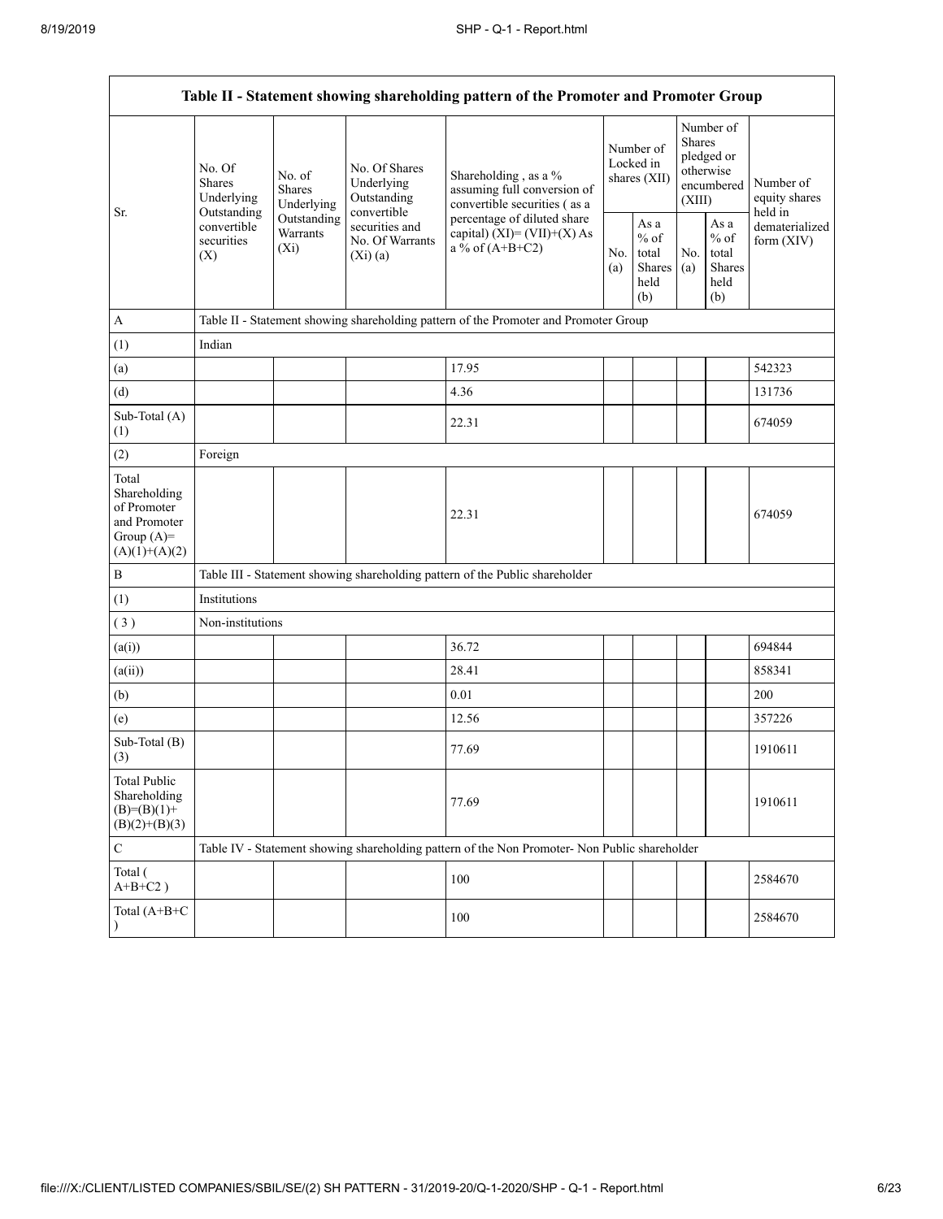| Table II - Statement showing shareholding pattern of the Promoter and Promoter Group | | | | | | | | | |
|---|---|---|---|---|---|---|---|---|---|
| Sr. | No. Of Shares Underlying Outstanding convertible securities (X) | No. of Shares Underlying Outstanding Warrants (Xi) | No. Of Shares Underlying Outstanding convertible securities and No. Of Warrants (Xi) (a) | Shareholding , as a % assuming full conversion of convertible securities ( as a percentage of diluted share capital) (XI)= (VII)+(X) As a % of (A+B+C2) | Number of Locked in shares (XII) | | Number of Shares pledged or otherwise encumbered (XIII) | | Number of equity shares held in dematerialized form (XIV) |
| | | | | | No. (a) | As a % of total Shares held (b) | No. (a) | As a % of total Shares held (b) | |
| A | Table II - Statement showing shareholding pattern of the Promoter and Promoter Group | | | | | | | | |
| (1) | Indian | | | | | | | | |
| (a) | | | | 17.95 | | | | | 542323 |
| (d) | | | | 4.36 | | | | | 131736 |
| Sub-Total (A) (1) | | | | 22.31 | | | | | 674059 |
| (2) | Foreign | | | | | | | | |
| Total Shareholding of Promoter and Promoter Group (A)= (A)(1)+(A)(2) | | | | 22.31 | | | | | 674059 |
| B | Table III - Statement showing shareholding pattern of the Public shareholder | | | | | | | | |
| (1) | Institutions | | | | | | | | |
| ( 3 ) | Non-institutions | | | | | | | | |
| (a(i)) | | | | 36.72 | | | | | 694844 |
| (a(ii)) | | | | 28.41 | | | | | 858341 |
| (b) | | | | 0.01 | | | | | 200 |
| (e) | | | | 12.56 | | | | | 357226 |
| Sub-Total (B) (3) | | | | 77.69 | | | | | 1910611 |
| Total Public Shareholding (B)=(B)(1)+(B)(2)+(B)(3) | | | | 77.69 | | | | | 1910611 |
| C | Table IV - Statement showing shareholding pattern of the Non Promoter- Non Public shareholder | | | | | | | | |
| Total ( A+B+C2 ) | | | | 100 | | | | | 2584670 |
| Total (A+B+C ) | | | | 100 | | | | | 2584670 |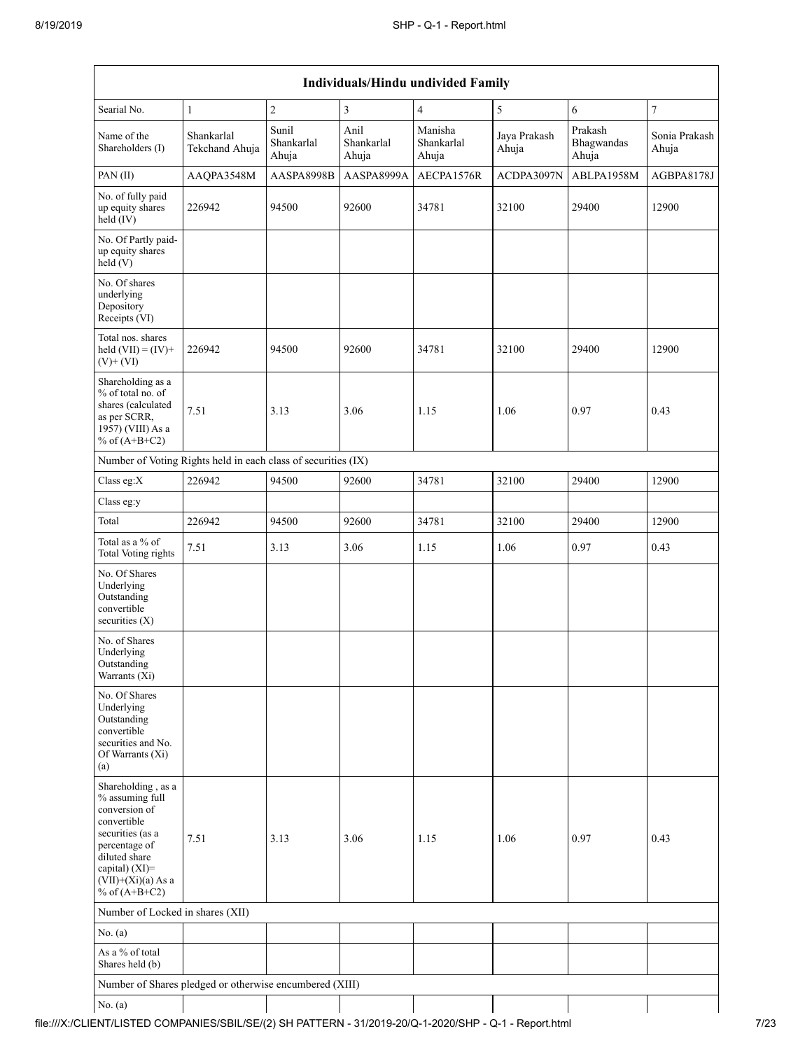| Individuals/Hindu undivided Family | | | | | | | |
|---|---|---|---|---|---|---|---|
| Searial No. | 1 | 2 | 3 | 4 | 5 | 6 | 7 |
| Name of the Shareholders (I) | Shankarlal Tekchand Ahuja | Sunil Shankarlal Ahuja | Anil Shankarlal Ahuja | Manisha Shankarlal Ahuja | Jaya Prakash Ahuja | Prakash Bhagwandas Ahuja | Sonia Prakash Ahuja |
| PAN (II) | AAQPA3548M | AASPA8998B | AASPA8999A | AECPA1576R | ACDPA3097N | ABLPA1958M | AGBPA8178J |
| No. of fully paid up equity shares held (IV) | 226942 | 94500 | 92600 | 34781 | 32100 | 29400 | 12900 |
| No. Of Partly paid-up equity shares held (V) | | | | | | | |
| No. Of shares underlying Depository Receipts (VI) | | | | | | | |
| Total nos. shares held (VII) = (IV)+ (V)+ (VI) | 226942 | 94500 | 92600 | 34781 | 32100 | 29400 | 12900 |
| Shareholding as a % of total no. of shares (calculated as per SCRR, 1957) (VIII) As a % of (A+B+C2) | 7.51 | 3.13 | 3.06 | 1.15 | 1.06 | 0.97 | 0.43 |
| Number of Voting Rights held in each class of securities (IX) | | | | | | | |
| Class eg:X | 226942 | 94500 | 92600 | 34781 | 32100 | 29400 | 12900 |
| Class eg:y | | | | | | | |
| Total | 226942 | 94500 | 92600 | 34781 | 32100 | 29400 | 12900 |
| Total as a % of Total Voting rights | 7.51 | 3.13 | 3.06 | 1.15 | 1.06 | 0.97 | 0.43 |
| No. Of Shares Underlying Outstanding convertible securities (X) | | | | | | | |
| No. of Shares Underlying Outstanding Warrants (Xi) | | | | | | | |
| No. Of Shares Underlying Outstanding convertible securities and No. Of Warrants (Xi) (a) | | | | | | | |
| Shareholding , as a % assuming full conversion of convertible securities (as a percentage of diluted share capital) (XI)= (VII)+(Xi)(a) As a % of (A+B+C2) | 7.51 | 3.13 | 3.06 | 1.15 | 1.06 | 0.97 | 0.43 |
| Number of Locked in shares (XII) | | | | | | | |
| No. (a) | | | | | | | |
| As a % of total Shares held (b) | | | | | | | |
| Number of Shares pledged or otherwise encumbered (XIII) | | | | | | | |
| No. (a) | | | | | | | |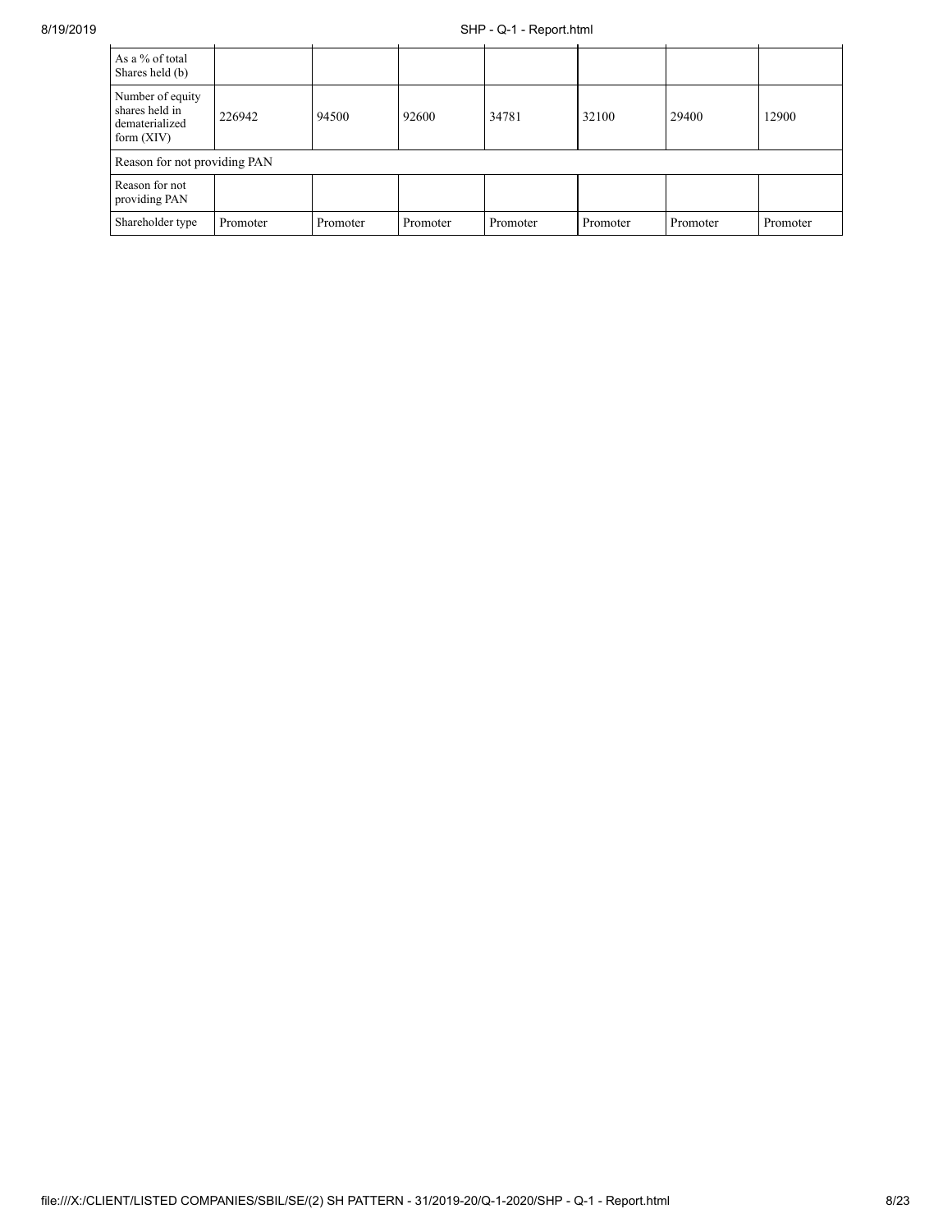| | | | | | | | |
|---|---|---|---|---|---|---|---|
| As a % of total Shares held (b) | | | | | | | |
| Number of equity shares held in dematerialized form (XIV) | 226942 | 94500 | 92600 | 34781 | 32100 | 29400 | 12900 |
| Reason for not providing PAN | | | | | | | |
| Reason for not providing PAN | | | | | | | |
| Shareholder type | Promoter | Promoter | Promoter | Promoter | Promoter | Promoter | Promoter |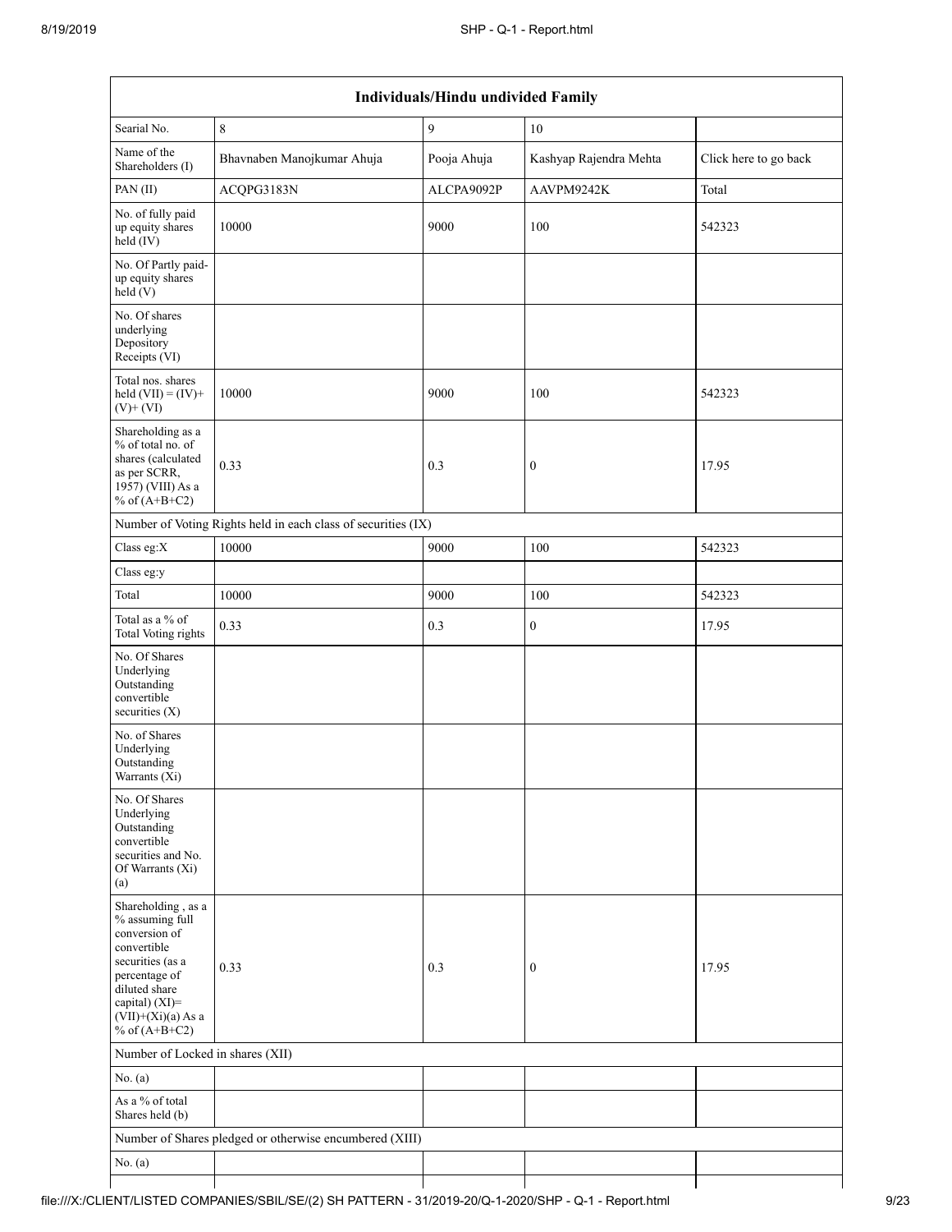| Individuals/Hindu undivided Family | | | | |
|---|---|---|---|---|
| Searial No. | 8 | 9 | 10 | |
| Name of the Shareholders (I) | Bhavnaben Manojkumar Ahuja | Pooja Ahuja | Kashyap Rajendra Mehta | Click here to go back |
| PAN (II) | ACQPG3183N | ALCPA9092P | AAVPM9242K | Total |
| No. of fully paid up equity shares held (IV) | 10000 | 9000 | 100 | 542323 |
| No. Of Partly paid-up equity shares held (V) | | | | |
| No. Of shares underlying Depository Receipts (VI) | | | | |
| Total nos. shares held (VII) = (IV)+(V)+ (VI) | 10000 | 9000 | 100 | 542323 |
| Shareholding as a % of total no. of shares (calculated as per SCRR, 1957) (VIII) As a % of (A+B+C2) | 0.33 | 0.3 | 0 | 17.95 |
| Number of Voting Rights held in each class of securities (IX) | | | | |
| Class eg:X | 10000 | 9000 | 100 | 542323 |
| Class eg:y | | | | |
| Total | 10000 | 9000 | 100 | 542323 |
| Total as a % of Total Voting rights | 0.33 | 0.3 | 0 | 17.95 |
| No. Of Shares Underlying Outstanding convertible securities (X) | | | | |
| No. of Shares Underlying Outstanding Warrants (Xi) | | | | |
| No. Of Shares Underlying Outstanding convertible securities and No. Of Warrants (Xi) (a) | | | | |
| Shareholding , as a % assuming full conversion of convertible securities (as a percentage of diluted share capital) (XI)= (VII)+(Xi)(a) As a % of (A+B+C2) | 0.33 | 0.3 | 0 | 17.95 |
| Number of Locked in shares (XII) | | | | |
| No. (a) | | | | |
| As a % of total Shares held (b) | | | | |
| Number of Shares pledged or otherwise encumbered (XIII) | | | | |
| No. (a) | | | | |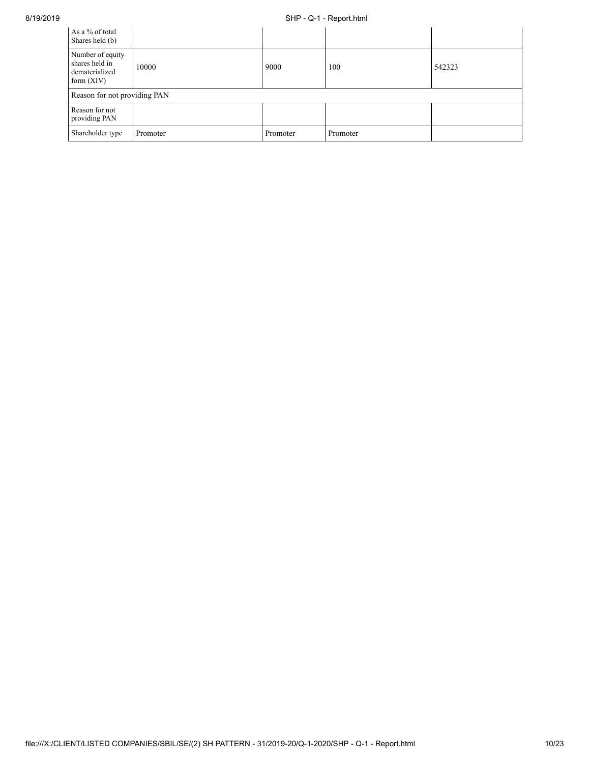| | | | | |
|---|---|---|---|---|
| As a % of total Shares held (b) | | | | |
| Number of equity shares held in dematerialized form (XIV) | 10000 | 9000 | 100 | 542323 |
| Reason for not providing PAN | | | | |
| Reason for not providing PAN | | | | |
| Shareholder type | Promoter | Promoter | Promoter | |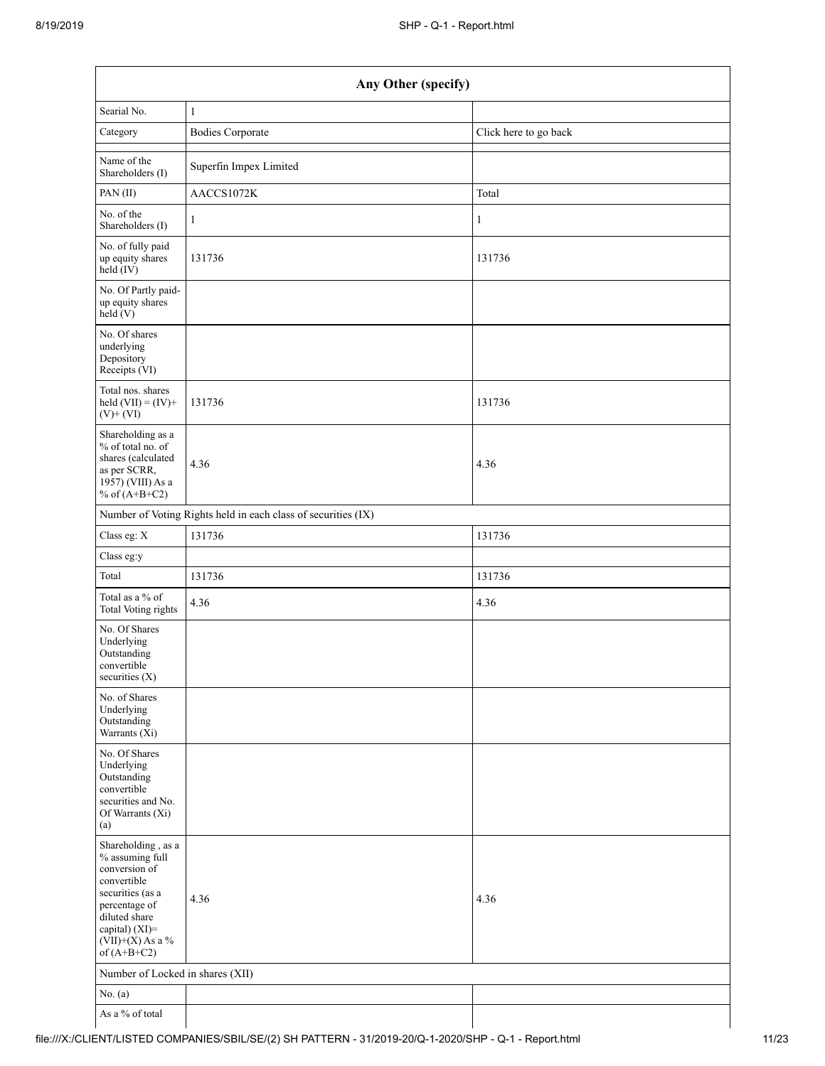| Any Other (specify) | | |
|---|---|---|
| Searial No. | 1 | |
| Category | Bodies Corporate | Click here to go back |
| Name of the Shareholders (I) | Superfin Impex Limited | |
| PAN (II) | AACCS1072K | Total |
| No. of the Shareholders (I) | 1 | 1 |
| No. of fully paid up equity shares held (IV) | 131736 | 131736 |
| No. Of Partly paid-up equity shares held (V) | | |
| No. Of shares underlying Depository Receipts (VI) | | |
| Total nos. shares held (VII) = (IV)+ (V)+ (VI) | 131736 | 131736 |
| Shareholding as a % of total no. of shares (calculated as per SCRR, 1957) (VIII) As a % of (A+B+C2) | 4.36 | 4.36 |
| Number of Voting Rights held in each class of securities (IX) | | |
| Class eg: X | 131736 | 131736 |
| Class eg:y | | |
| Total | 131736 | 131736 |
| Total as a % of Total Voting rights | 4.36 | 4.36 |
| No. Of Shares Underlying Outstanding convertible securities (X) | | |
| No. of Shares Underlying Outstanding Warrants (Xi) | | |
| No. Of Shares Underlying Outstanding convertible securities and No. Of Warrants (Xi) (a) | | |
| Shareholding , as a % assuming full conversion of convertible securities (as a percentage of diluted share capital) (XI)= (VII)+(X) As a % of (A+B+C2) | 4.36 | 4.36 |
| Number of Locked in shares (XII) | | |
| No. (a) | | |
| As a % of total | | |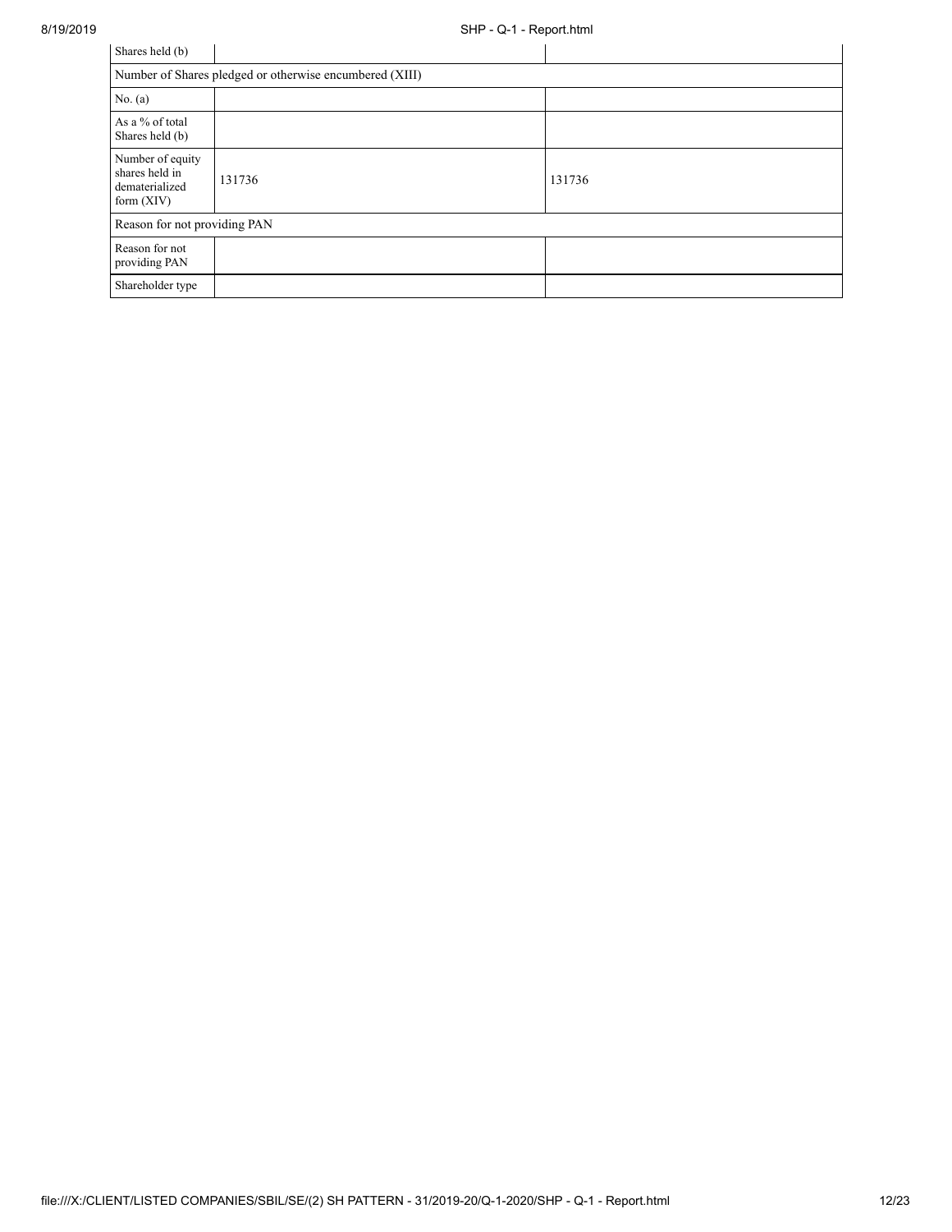| Shares held (b) | | |
|---|---|---|
| Number of Shares pledged or otherwise encumbered (XIII) | | |
| No. (a) | | |
| As a % of total Shares held (b) | | |
| Number of equity shares held in dematerialized form (XIV) | 131736 | 131736 |
| Reason for not providing PAN | | |
| Reason for not providing PAN | | |
| Shareholder type | | |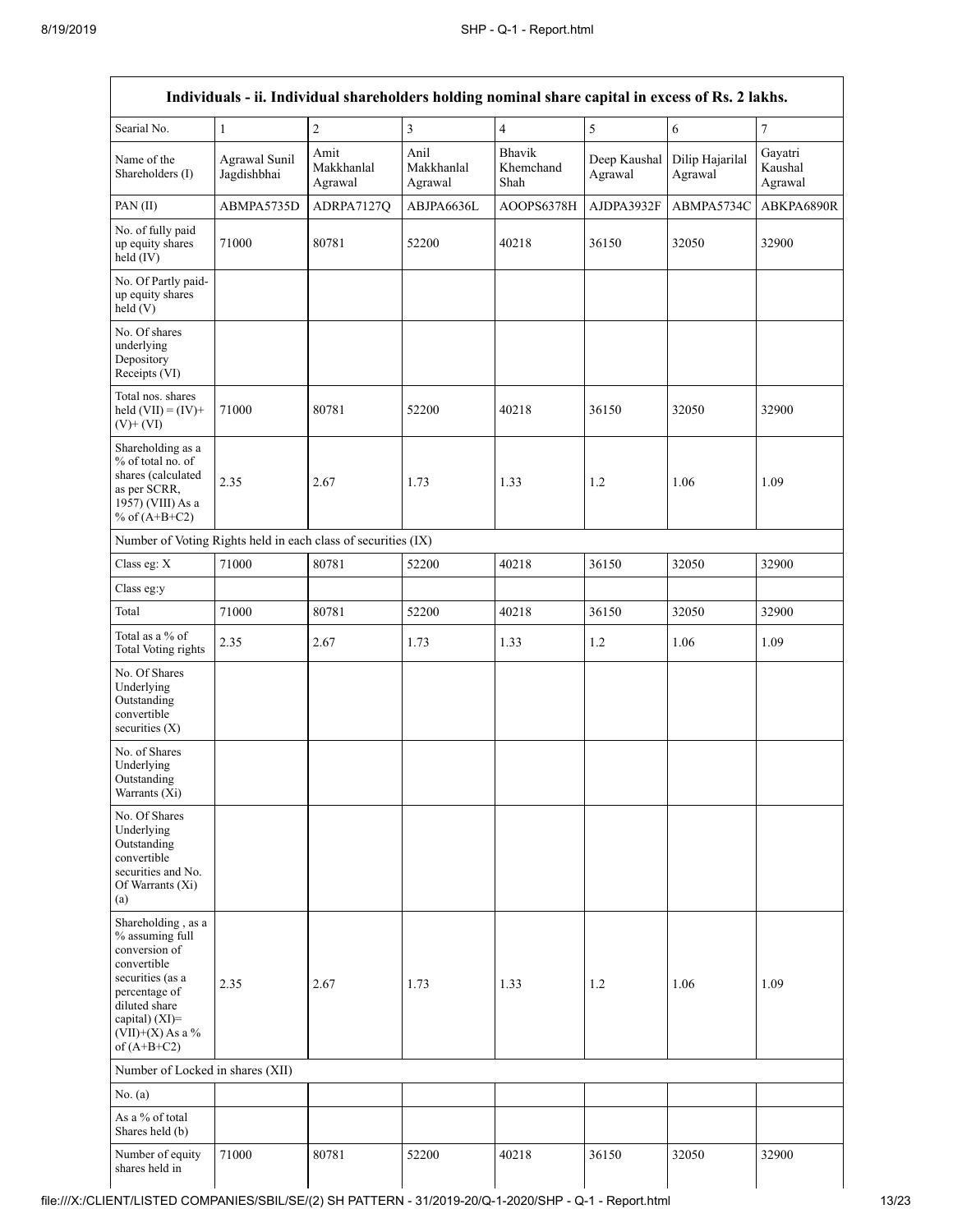| Individuals - ii. Individual shareholders holding nominal share capital in excess of Rs. 2 lakhs. | | | | | | | |
|---|---|---|---|---|---|---|---|
| Searial No. | 1 | 2 | 3 | 4 | 5 | 6 | 7 |
| Name of the Shareholders (I) | Agrawal Sunil Jagdishbhai | Amit Makkhanlal Agrawal | Anil Makkhanlal Agrawal | Bhavik Khemchand Shah | Deep Kaushal Agrawal | Dilip Hajarilal Agrawal | Gayatri Kaushal Agrawal |
| PAN (II) | ABMPA5735D | ADRPA7127Q | ABJPA6636L | AOOPS6378H | AJDPA3932F | ABMPA5734C | ABKPA6890R |
| No. of fully paid up equity shares held (IV) | 71000 | 80781 | 52200 | 40218 | 36150 | 32050 | 32900 |
| No. Of Partly paid-up equity shares held (V) | | | | | | | |
| No. Of shares underlying Depository Receipts (VI) | | | | | | | |
| Total nos. shares held (VII) = (IV)+ (V)+ (VI) | 71000 | 80781 | 52200 | 40218 | 36150 | 32050 | 32900 |
| Shareholding as a % of total no. of shares (calculated as per SCRR, 1957) (VIII) As a % of (A+B+C2) | 2.35 | 2.67 | 1.73 | 1.33 | 1.2 | 1.06 | 1.09 |
| Number of Voting Rights held in each class of securities (IX) | | | | | | | |
| Class eg: X | 71000 | 80781 | 52200 | 40218 | 36150 | 32050 | 32900 |
| Class eg:y | | | | | | | |
| Total | 71000 | 80781 | 52200 | 40218 | 36150 | 32050 | 32900 |
| Total as a % of Total Voting rights | 2.35 | 2.67 | 1.73 | 1.33 | 1.2 | 1.06 | 1.09 |
| No. Of Shares Underlying Outstanding convertible securities (X) | | | | | | | |
| No. of Shares Underlying Outstanding Warrants (Xi) | | | | | | | |
| No. Of Shares Underlying Outstanding convertible securities and No. Of Warrants (Xi) (a) | | | | | | | |
| Shareholding , as a % assuming full conversion of convertible securities (as a percentage of diluted share capital) (XI)= (VII)+(X) As a % of (A+B+C2) | 2.35 | 2.67 | 1.73 | 1.33 | 1.2 | 1.06 | 1.09 |
| Number of Locked in shares (XII) | | | | | | | |
| No. (a) | | | | | | | |
| As a % of total Shares held (b) | | | | | | | |
| Number of equity shares held in | 71000 | 80781 | 52200 | 40218 | 36150 | 32050 | 32900 |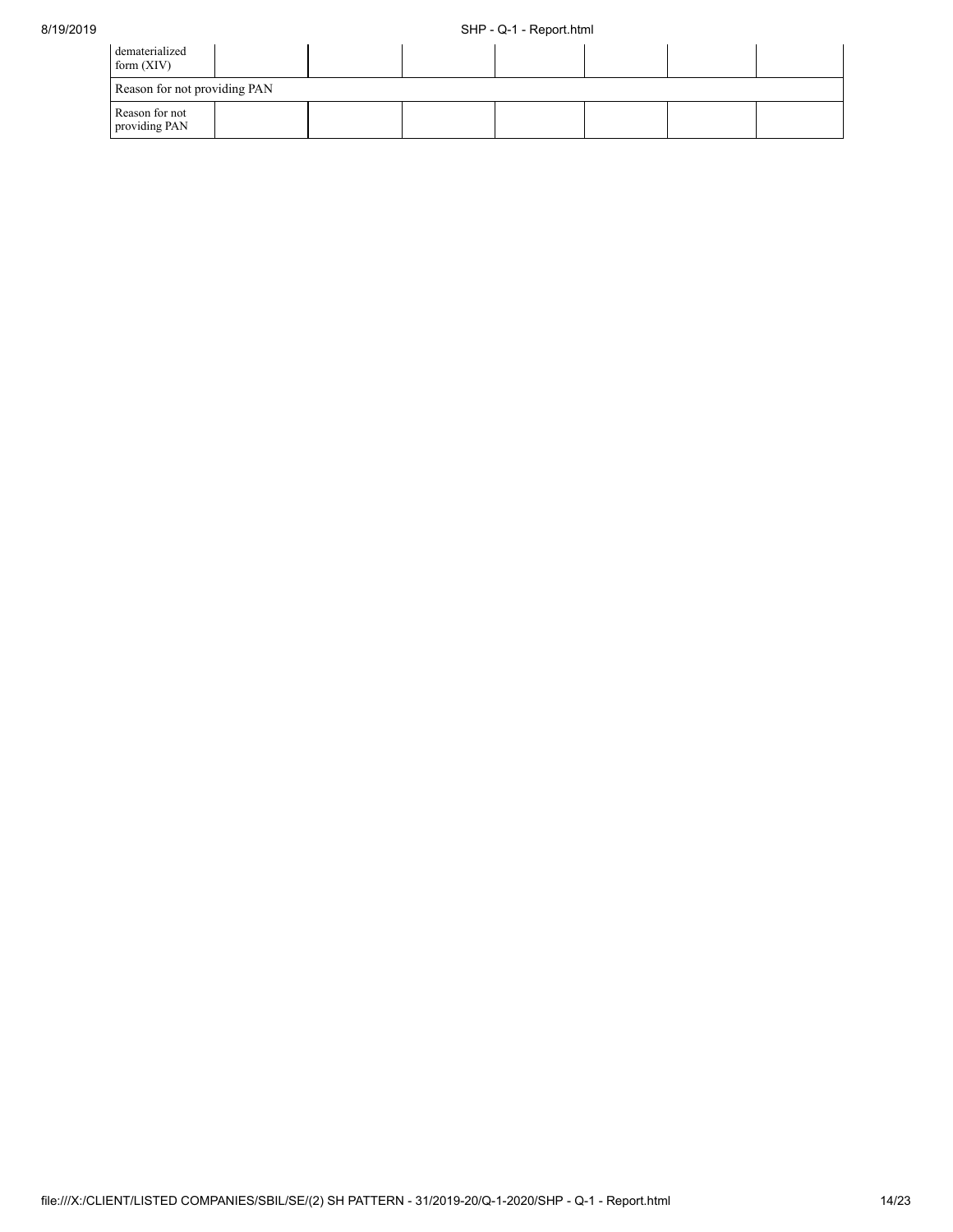| dematerialized form (XIV) | | | | | | | |
|---|---|---|---|---|---|---|---|
| Reason for not providing PAN | | | | | | | |
| Reason for not providing PAN | | | | | | | |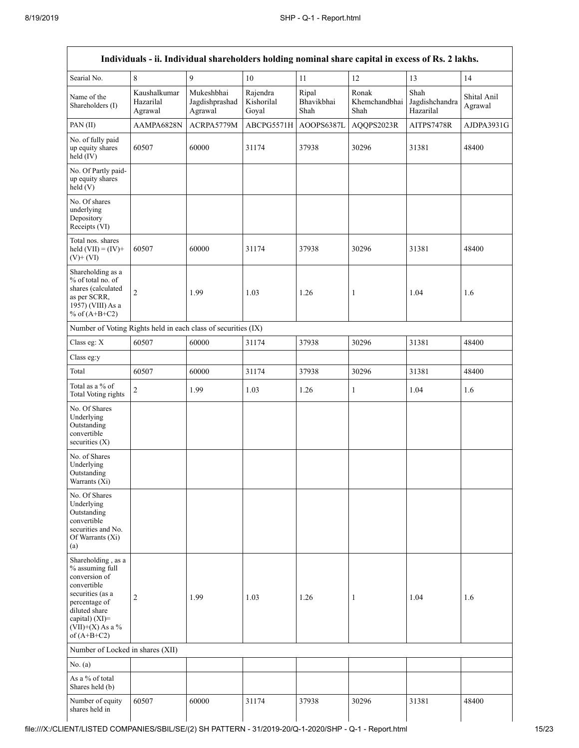| Individuals - ii. Individual shareholders holding nominal share capital in excess of Rs. 2 lakhs. | | | | | | | |
|---|---|---|---|---|---|---|---|
| Searial No. | 8 | 9 | 10 | 11 | 12 | 13 | 14 |
| Name of the Shareholders (I) | Kaushalkumar Hazarilal Agrawal | Mukeshbhai Jagdishprashad Agrawal | Rajendra Kishorilal Goyal | Ripal Bhavikbhai Shah | Ronak Khemchandbhai Shah | Shah Jagdishchandra Hazarilal | Shital Anil Agrawal |
| PAN (II) | AAMPA6828N | ACRPA5779M | ABCPG5571H | AOOPS6387L | AQQPS2023R | AITPS7478R | AJDPA3931G |
| No. of fully paid up equity shares held (IV) | 60507 | 60000 | 31174 | 37938 | 30296 | 31381 | 48400 |
| No. Of Partly paid-up equity shares held (V) | | | | | | | |
| No. Of shares underlying Depository Receipts (VI) | | | | | | | |
| Total nos. shares held (VII) = (IV)+ (V)+ (VI) | 60507 | 60000 | 31174 | 37938 | 30296 | 31381 | 48400 |
| Shareholding as a % of total no. of shares (calculated as per SCRR, 1957) (VIII) As a % of (A+B+C2) | 2 | 1.99 | 1.03 | 1.26 | 1 | 1.04 | 1.6 |
| Number of Voting Rights held in each class of securities (IX) | | | | | | | |
| Class eg: X | 60507 | 60000 | 31174 | 37938 | 30296 | 31381 | 48400 |
| Class eg:y | | | | | | | |
| Total | 60507 | 60000 | 31174 | 37938 | 30296 | 31381 | 48400 |
| Total as a % of Total Voting rights | 2 | 1.99 | 1.03 | 1.26 | 1 | 1.04 | 1.6 |
| No. Of Shares Underlying Outstanding convertible securities (X) | | | | | | | |
| No. of Shares Underlying Outstanding Warrants (Xi) | | | | | | | |
| No. Of Shares Underlying Outstanding convertible securities and No. Of Warrants (Xi) (a) | | | | | | | |
| Shareholding , as a % assuming full conversion of convertible securities (as a percentage of diluted share capital) (XI)= (VII)+(X) As a % of (A+B+C2) | 2 | 1.99 | 1.03 | 1.26 | 1 | 1.04 | 1.6 |
| Number of Locked in shares (XII) | | | | | | | |
| No. (a) | | | | | | | |
| As a % of total Shares held (b) | | | | | | | |
| Number of equity shares held in | 60507 | 60000 | 31174 | 37938 | 30296 | 31381 | 48400 |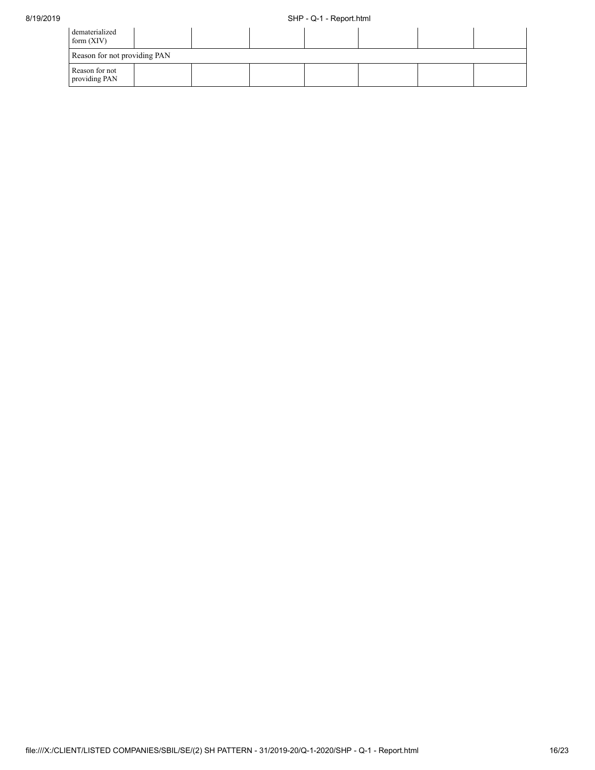| dematerialized form (XIV) | | | | | | | |
|---|---|---|---|---|---|---|---|
| Reason for not providing PAN | | | | | | | |
| Reason for not providing PAN | | | | | | | |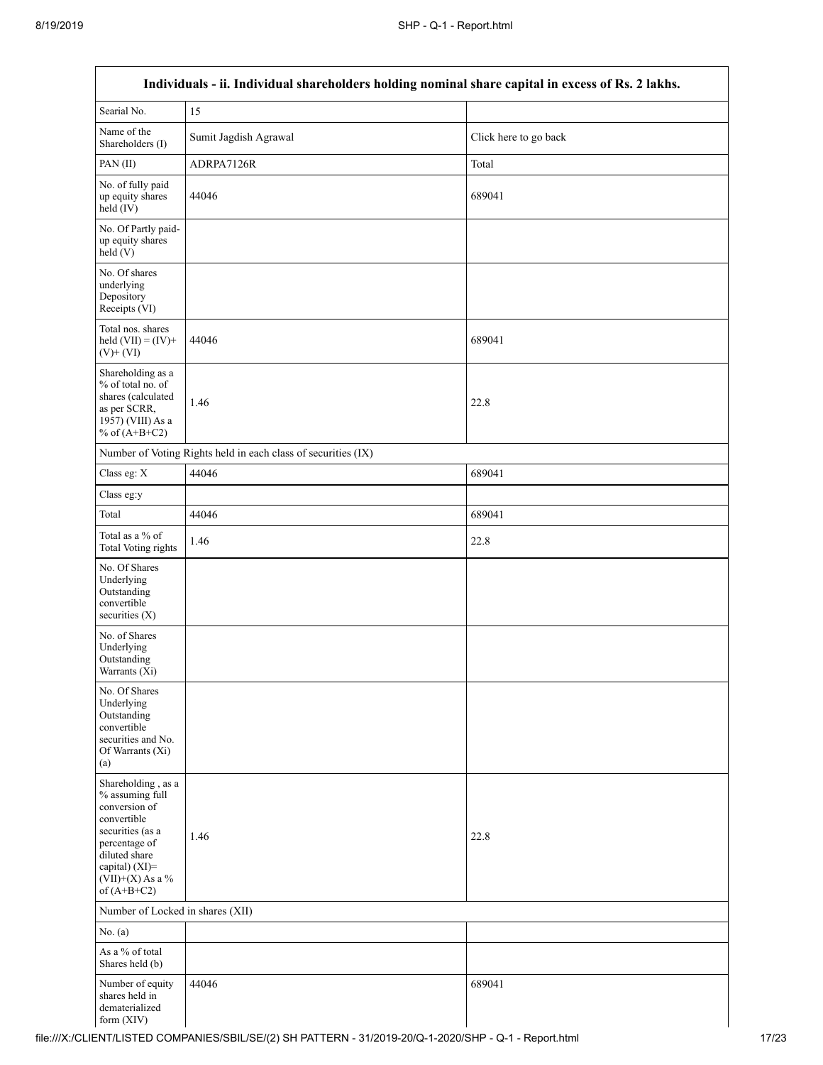| Individuals - ii. Individual shareholders holding nominal share capital in excess of Rs. 2 lakhs. | | |
|---|---|---|
| Searial No. | 15 | |
| Name of the Shareholders (I) | Sumit Jagdish Agrawal | Click here to go back |
| PAN (II) | ADRPA7126R | Total |
| No. of fully paid up equity shares held (IV) | 44046 | 689041 |
| No. Of Partly paid-up equity shares held (V) | | |
| No. Of shares underlying Depository Receipts (VI) | | |
| Total nos. shares held (VII) = (IV)+ (V)+ (VI) | 44046 | 689041 |
| Shareholding as a % of total no. of shares (calculated as per SCRR, 1957) (VIII) As a % of (A+B+C2) | 1.46 | 22.8 |
| Number of Voting Rights held in each class of securities (IX) | | |
| Class eg: X | 44046 | 689041 |
| Class eg:y | | |
| Total | 44046 | 689041 |
| Total as a % of Total Voting rights | 1.46 | 22.8 |
| No. Of Shares Underlying Outstanding convertible securities (X) | | |
| No. of Shares Underlying Outstanding Warrants (Xi) | | |
| No. Of Shares Underlying Outstanding convertible securities and No. Of Warrants (Xi) (a) | | |
| Shareholding , as a % assuming full conversion of convertible securities (as a percentage of diluted share capital) (XI)= (VII)+(X) As a % of (A+B+C2) | 1.46 | 22.8 |
| Number of Locked in shares (XII) | | |
| No. (a) | | |
| As a % of total Shares held (b) | | |
| Number of equity shares held in dematerialized form (XIV) | 44046 | 689041 |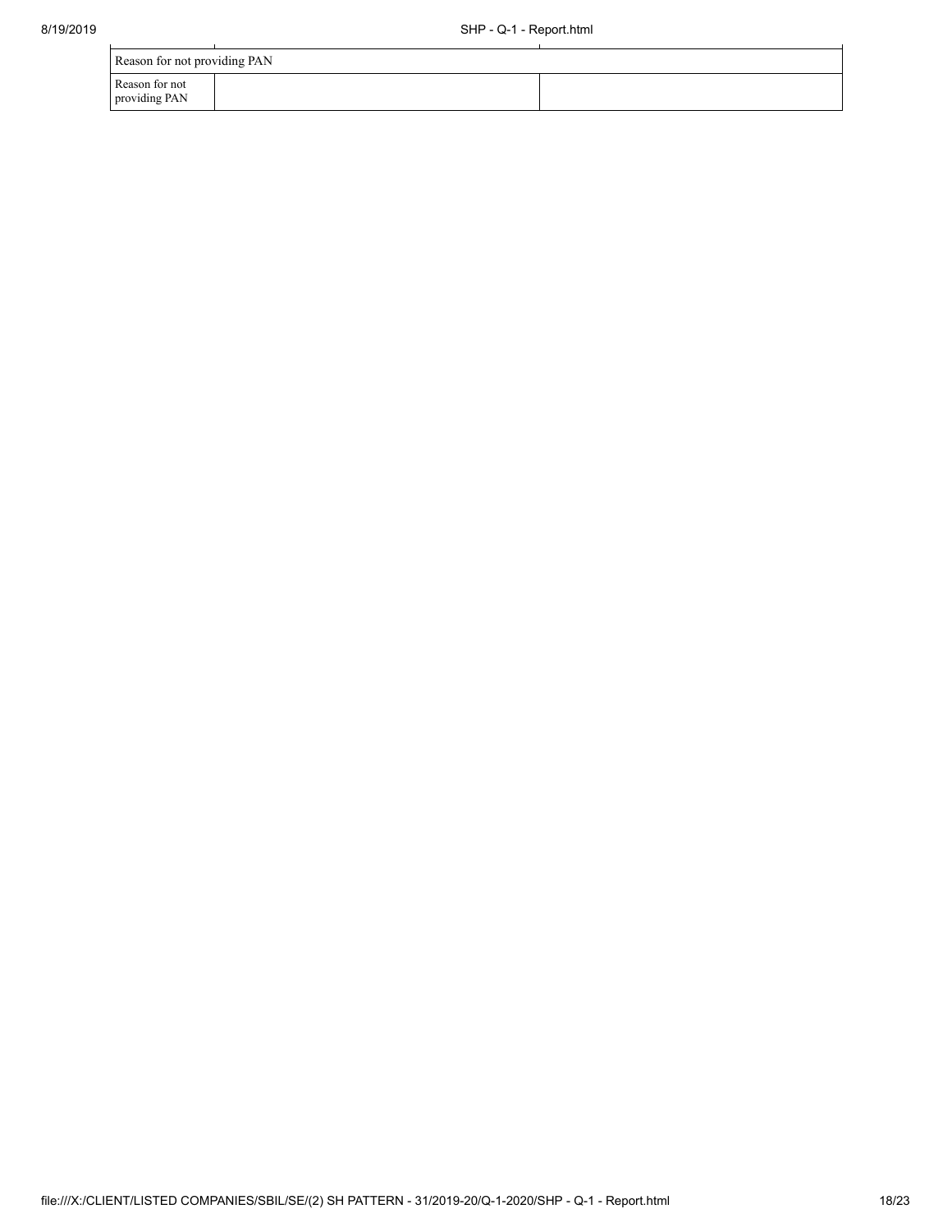| Reason for not providing PAN | | |
|---|---|---|
| Reason for not providing PAN | | |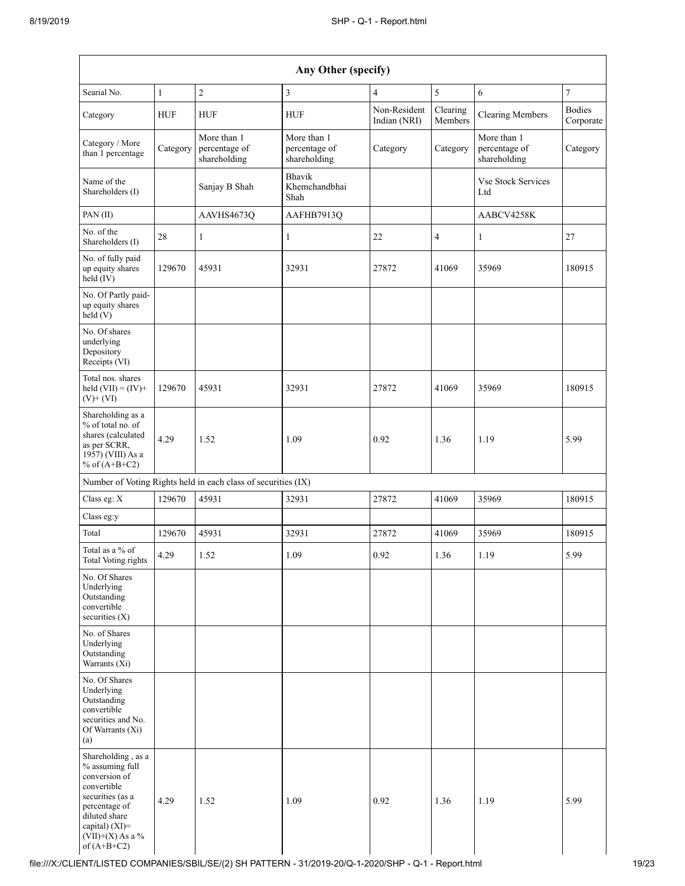| Any Other (specify) | | | | | | | |
|---|---|---|---|---|---|---|---|
| Searial No. | 1 | 2 | 3 | 4 | 5 | 6 | 7 |
| Category | HUF | HUF | HUF | Non-Resident Indian (NRI) | Clearing Members | Clearing Members | Bodies Corporate |
| Category / More than 1 percentage | Category | More than 1 percentage of shareholding | More than 1 percentage of shareholding | Category | Category | More than 1 percentage of shareholding | Category |
| Name of the Shareholders (I) | | Sanjay B Shah | Bhavik Khemchandbhai Shah | | | Vse Stock Services Ltd | |
| PAN (II) | | AAVHS4673Q | AAFHB7913Q | | | AABCV4258K | |
| No. of the Shareholders (I) | 28 | 1 | 1 | 22 | 4 | 1 | 27 |
| No. of fully paid up equity shares held (IV) | 129670 | 45931 | 32931 | 27872 | 41069 | 35969 | 180915 |
| No. Of Partly paid-up equity shares held (V) | | | | | | | |
| No. Of shares underlying Depository Receipts (VI) | | | | | | | |
| Total nos. shares held (VII) = (IV)+(V)+ (VI) | 129670 | 45931 | 32931 | 27872 | 41069 | 35969 | 180915 |
| Shareholding as a % of total no. of shares (calculated as per SCRR, 1957) (VIII) As a % of (A+B+C2) | 4.29 | 1.52 | 1.09 | 0.92 | 1.36 | 1.19 | 5.99 |
| Number of Voting Rights held in each class of securities (IX) | | | | | | | |
| Class eg: X | 129670 | 45931 | 32931 | 27872 | 41069 | 35969 | 180915 |
| Class eg:y | | | | | | | |
| Total | 129670 | 45931 | 32931 | 27872 | 41069 | 35969 | 180915 |
| Total as a % of Total Voting rights | 4.29 | 1.52 | 1.09 | 0.92 | 1.36 | 1.19 | 5.99 |
| No. Of Shares Underlying Outstanding convertible securities (X) | | | | | | | |
| No. of Shares Underlying Outstanding Warrants (Xi) | | | | | | | |
| No. Of Shares Underlying Outstanding convertible securities and No. Of Warrants (Xi) (a) | | | | | | | |
| Shareholding , as a % assuming full conversion of convertible securities (as a percentage of diluted share capital) (XI)= (VII)+(X) As a % of (A+B+C2) | 4.29 | 1.52 | 1.09 | 0.92 | 1.36 | 1.19 | 5.99 |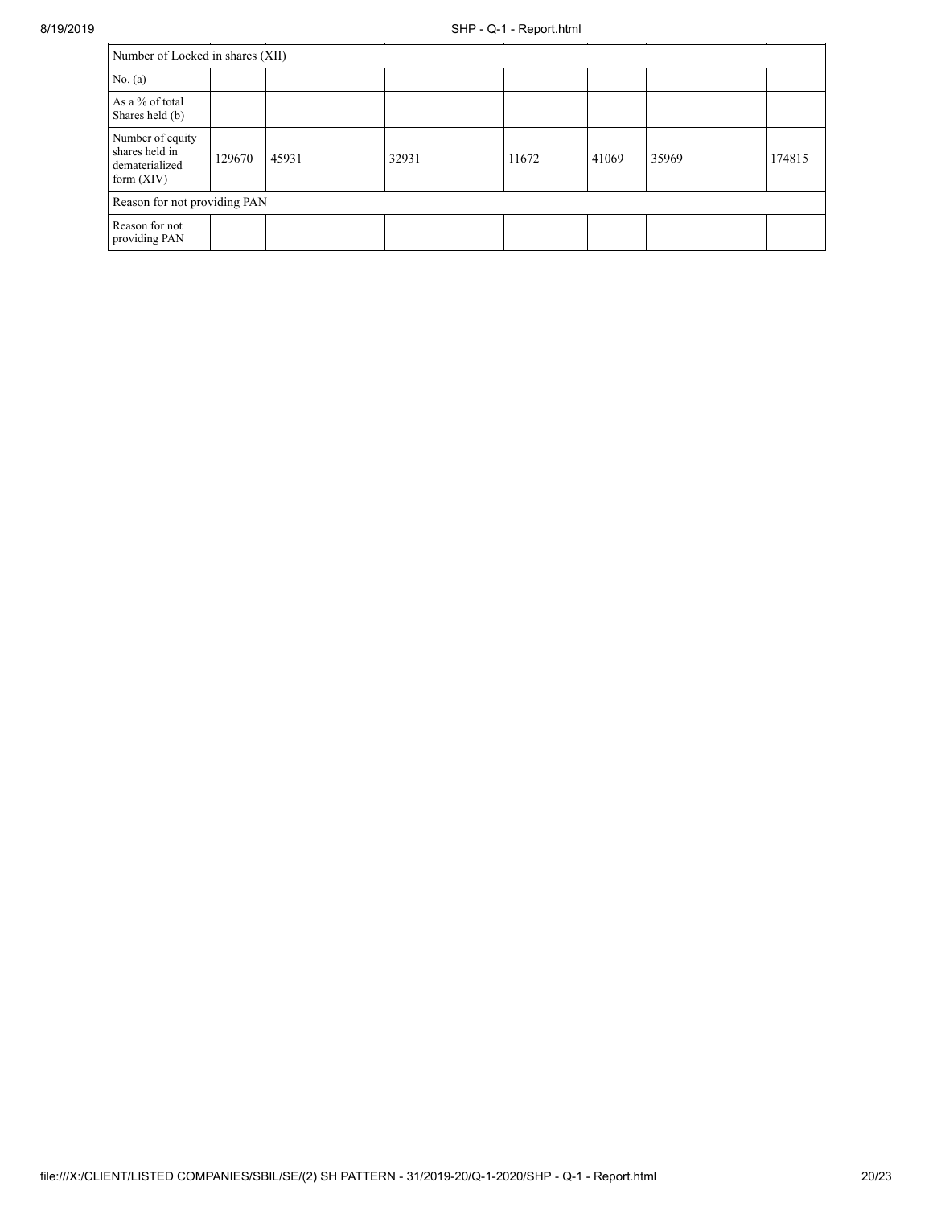| Number of Locked in shares (XII) | | | | | | | |
|---|---|---|---|---|---|---|---|
| No. (a) | | | | | | | |
| As a % of total Shares held (b) | | | | | | | |
| Number of equity shares held in dematerialized form (XIV) | 129670 | 45931 | 32931 | 11672 | 41069 | 35969 | 174815 |
| Reason for not providing PAN | | | | | | | |
| Reason for not providing PAN | | | | | | | |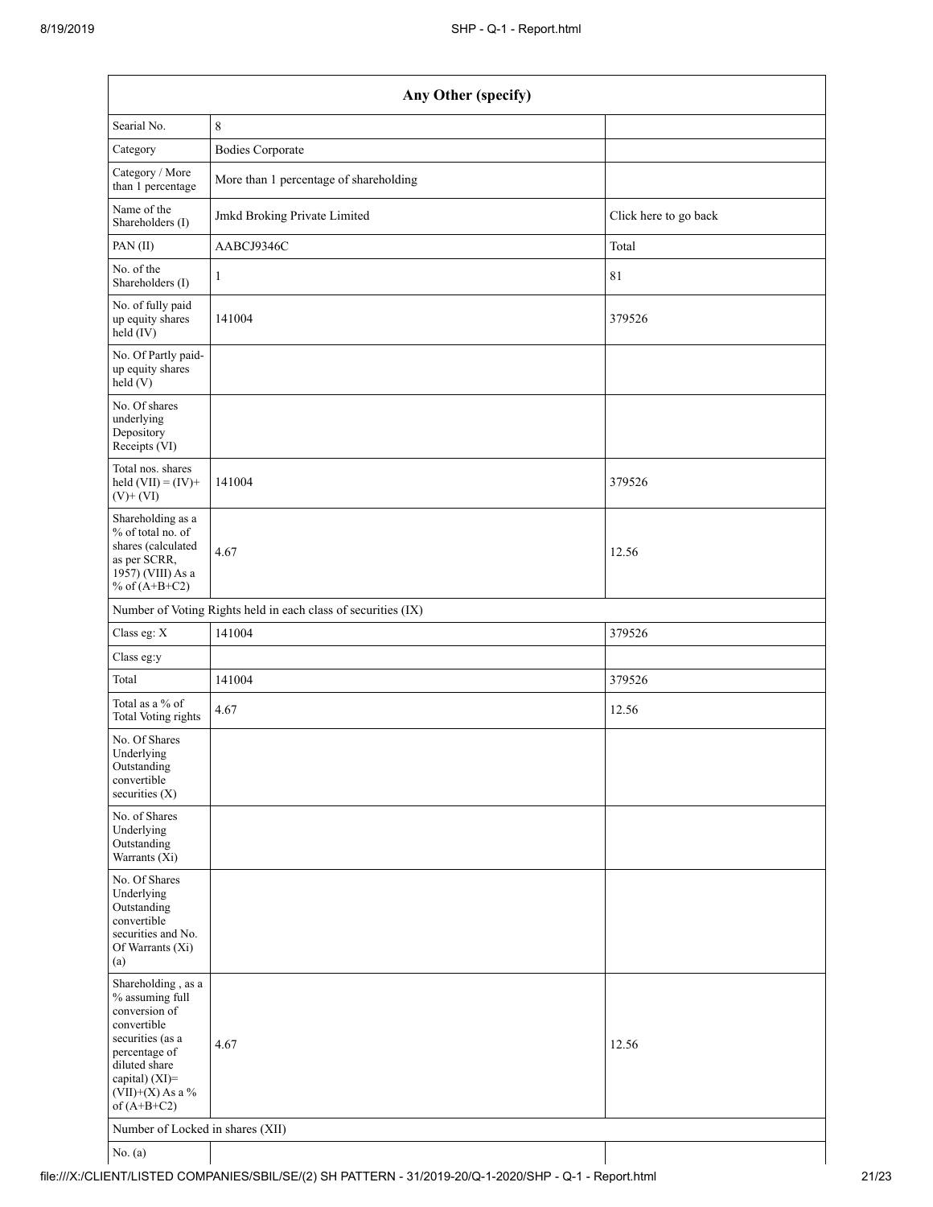| Any Other (specify) | | |
|---|---|---|
| Searial No. | 8 | |
| Category | Bodies Corporate | |
| Category / More than 1 percentage | More than 1 percentage of shareholding | |
| Name of the Shareholders (I) | Jmkd Broking Private Limited | Click here to go back |
| PAN (II) | AABCJ9346C | Total |
| No. of the Shareholders (I) | 1 | 81 |
| No. of fully paid up equity shares held (IV) | 141004 | 379526 |
| No. Of Partly paid-up equity shares held (V) | | |
| No. Of shares underlying Depository Receipts (VI) | | |
| Total nos. shares held (VII) = (IV)+ (V)+ (VI) | 141004 | 379526 |
| Shareholding as a % of total no. of shares (calculated as per SCRR, 1957) (VIII) As a % of (A+B+C2) | 4.67 | 12.56 |
| Number of Voting Rights held in each class of securities (IX) | | |
| Class eg: X | 141004 | 379526 |
| Class eg:y | | |
| Total | 141004 | 379526 |
| Total as a % of Total Voting rights | 4.67 | 12.56 |
| No. Of Shares Underlying Outstanding convertible securities (X) | | |
| No. of Shares Underlying Outstanding Warrants (Xi) | | |
| No. Of Shares Underlying Outstanding convertible securities and No. Of Warrants (Xi) (a) | | |
| Shareholding , as a % assuming full conversion of convertible securities (as a percentage of diluted share capital) (XI)= (VII)+(X) As a % of (A+B+C2) | 4.67 | 12.56 |
| Number of Locked in shares (XII) | | |
| No. (a) | | |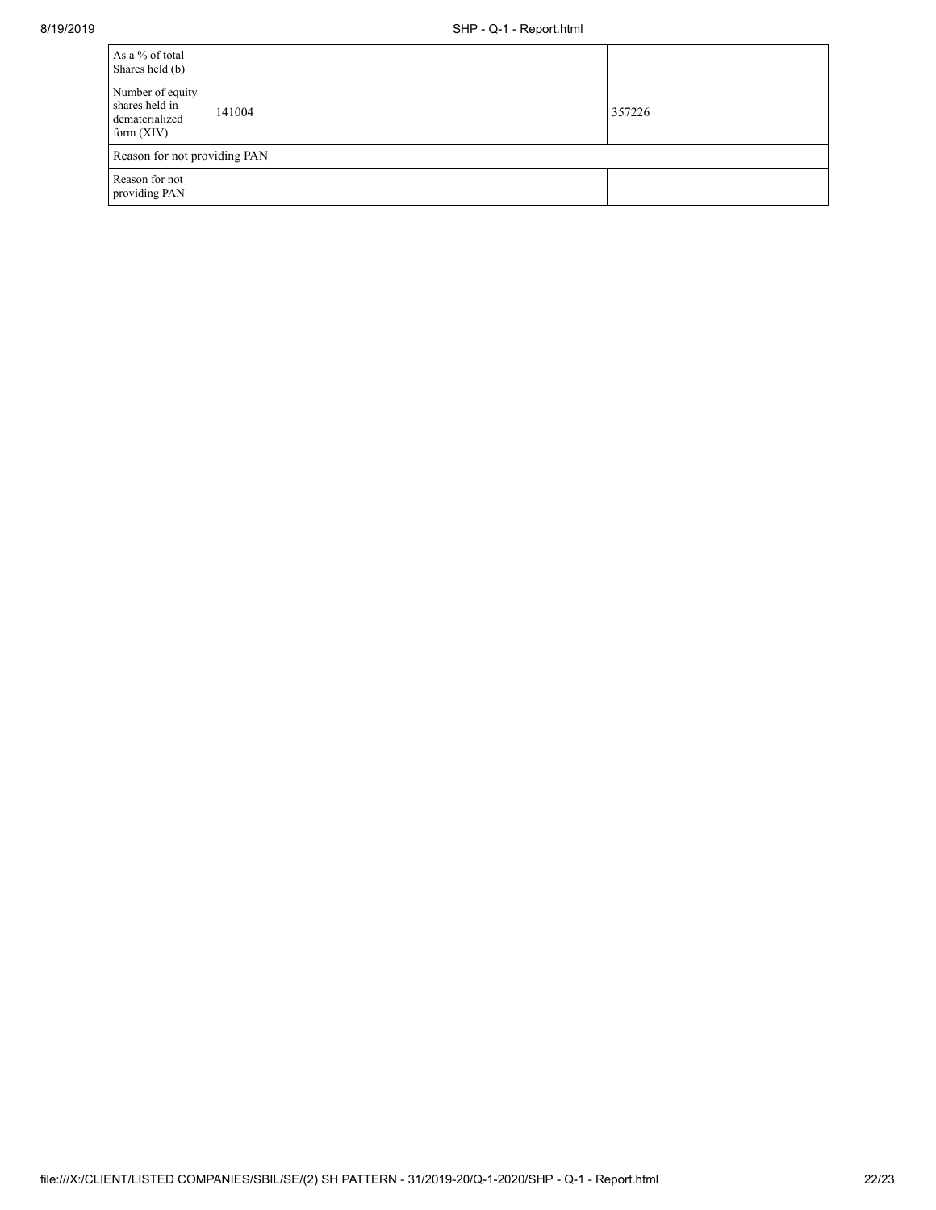| | | |
|---|---|---|
| As a % of total Shares held (b) | | |
| Number of equity shares held in dematerialized form (XIV) | 141004 | 357226 |
| Reason for not providing PAN | | |
| Reason for not providing PAN | | |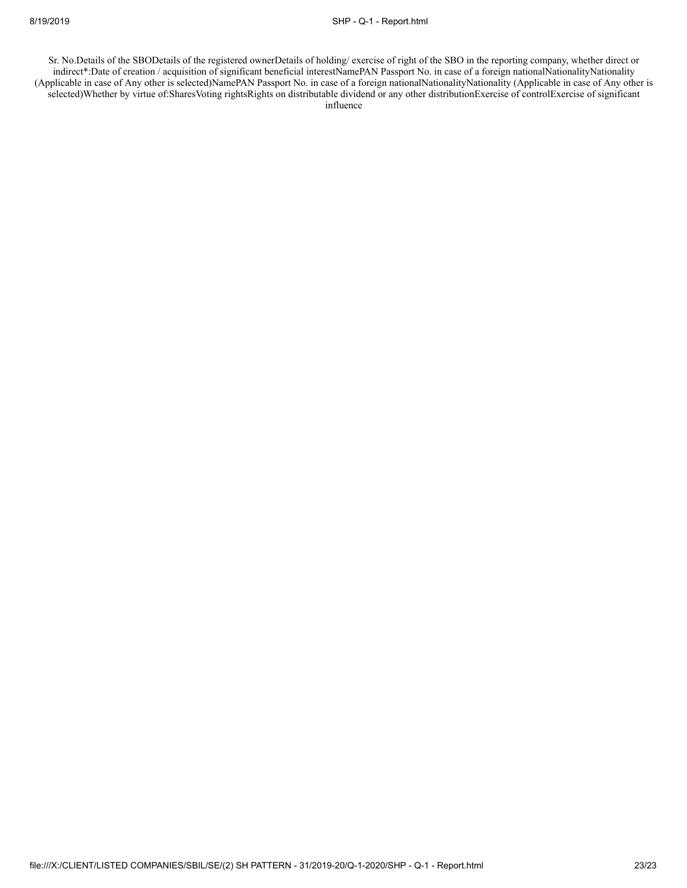Sr. No.Details of the SBODetails of the registered ownerDetails of holding/ exercise of right of the SBO in the reporting company, whether direct or indirect*:Date of creation / acquisition of significant beneficial interestNamePAN Passport No. in case of a foreign nationalNationalityNationality (Applicable in case of Any other is selected)NamePAN Passport No. in case of a foreign nationalNationalityNationality (Applicable in case of Any other is selected)Whether by virtue of:SharesVoting rightsRights on distributable dividend or any other distributionExercise of controlExercise of significant influence